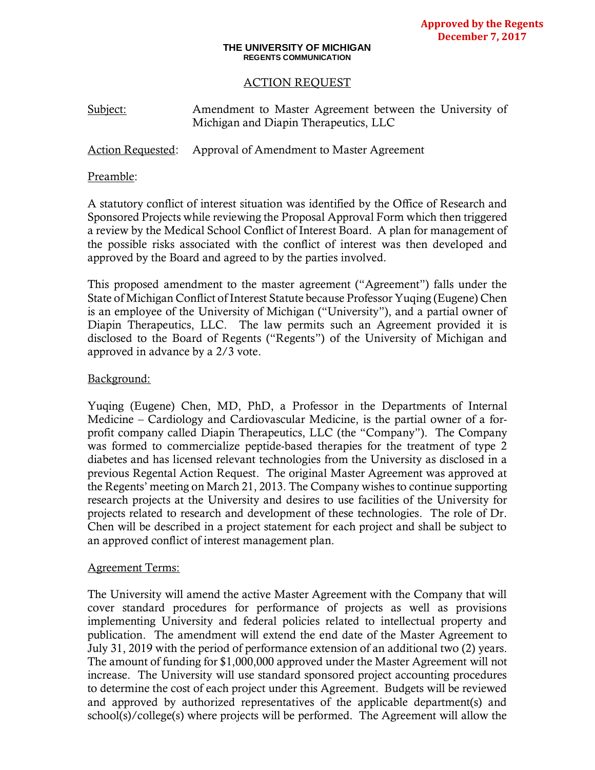**Approved by the Regents**
**December 7, 2017**

**THE UNIVERSITY OF MICHIGAN**
**REGENTS COMMUNICATION**

# ACTION REQUEST

Subject: Amendment to Master Agreement between the University of Michigan and Diapin Therapeutics, LLC

Action Requested: Approval of Amendment to Master Agreement

Preamble:

A statutory conflict of interest situation was identified by the Office of Research and Sponsored Projects while reviewing the Proposal Approval Form which then triggered a review by the Medical School Conflict of Interest Board. A plan for management of the possible risks associated with the conflict of interest was then developed and approved by the Board and agreed to by the parties involved.

This proposed amendment to the master agreement ("Agreement") falls under the State of Michigan Conflict of Interest Statute because Professor Yuqing (Eugene) Chen is an employee of the University of Michigan ("University"), and a partial owner of Diapin Therapeutics, LLC. The law permits such an Agreement provided it is disclosed to the Board of Regents ("Regents") of the University of Michigan and approved in advance by a 2/3 vote.

Background:

Yuqing (Eugene) Chen, MD, PhD, a Professor in the Departments of Internal Medicine – Cardiology and Cardiovascular Medicine, is the partial owner of a for-profit company called Diapin Therapeutics, LLC (the "Company"). The Company was formed to commercialize peptide-based therapies for the treatment of type 2 diabetes and has licensed relevant technologies from the University as disclosed in a previous Regental Action Request. The original Master Agreement was approved at the Regents' meeting on March 21, 2013. The Company wishes to continue supporting research projects at the University and desires to use facilities of the University for projects related to research and development of these technologies. The role of Dr. Chen will be described in a project statement for each project and shall be subject to an approved conflict of interest management plan.

Agreement Terms:

The University will amend the active Master Agreement with the Company that will cover standard procedures for performance of projects as well as provisions implementing University and federal policies related to intellectual property and publication. The amendment will extend the end date of the Master Agreement to July 31, 2019 with the period of performance extension of an additional two (2) years. The amount of funding for $1,000,000 approved under the Master Agreement will not increase. The University will use standard sponsored project accounting procedures to determine the cost of each project under this Agreement. Budgets will be reviewed and approved by authorized representatives of the applicable department(s) and school(s)/college(s) where projects will be performed. The Agreement will allow the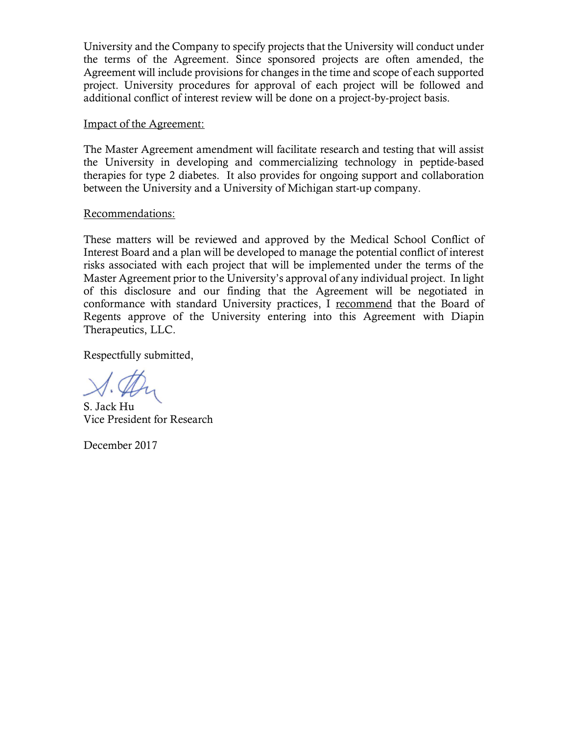University and the Company to specify projects that the University will conduct under the terms of the Agreement. Since sponsored projects are often amended, the Agreement will include provisions for changes in the time and scope of each supported project. University procedures for approval of each project will be followed and additional conflict of interest review will be done on a project-by-project basis.

Impact of the Agreement:

The Master Agreement amendment will facilitate research and testing that will assist the University in developing and commercializing technology in peptide-based therapies for type 2 diabetes. It also provides for ongoing support and collaboration between the University and a University of Michigan start-up company.

Recommendations:

These matters will be reviewed and approved by the Medical School Conflict of Interest Board and a plan will be developed to manage the potential conflict of interest risks associated with each project that will be implemented under the terms of the Master Agreement prior to the University's approval of any individual project. In light of this disclosure and our finding that the Agreement will be negotiated in conformance with standard University practices, I recommend that the Board of Regents approve of the University entering into this Agreement with Diapin Therapeutics, LLC.

Respectfully submitted,

S. Jack Hu
Vice President for Research

December 2017